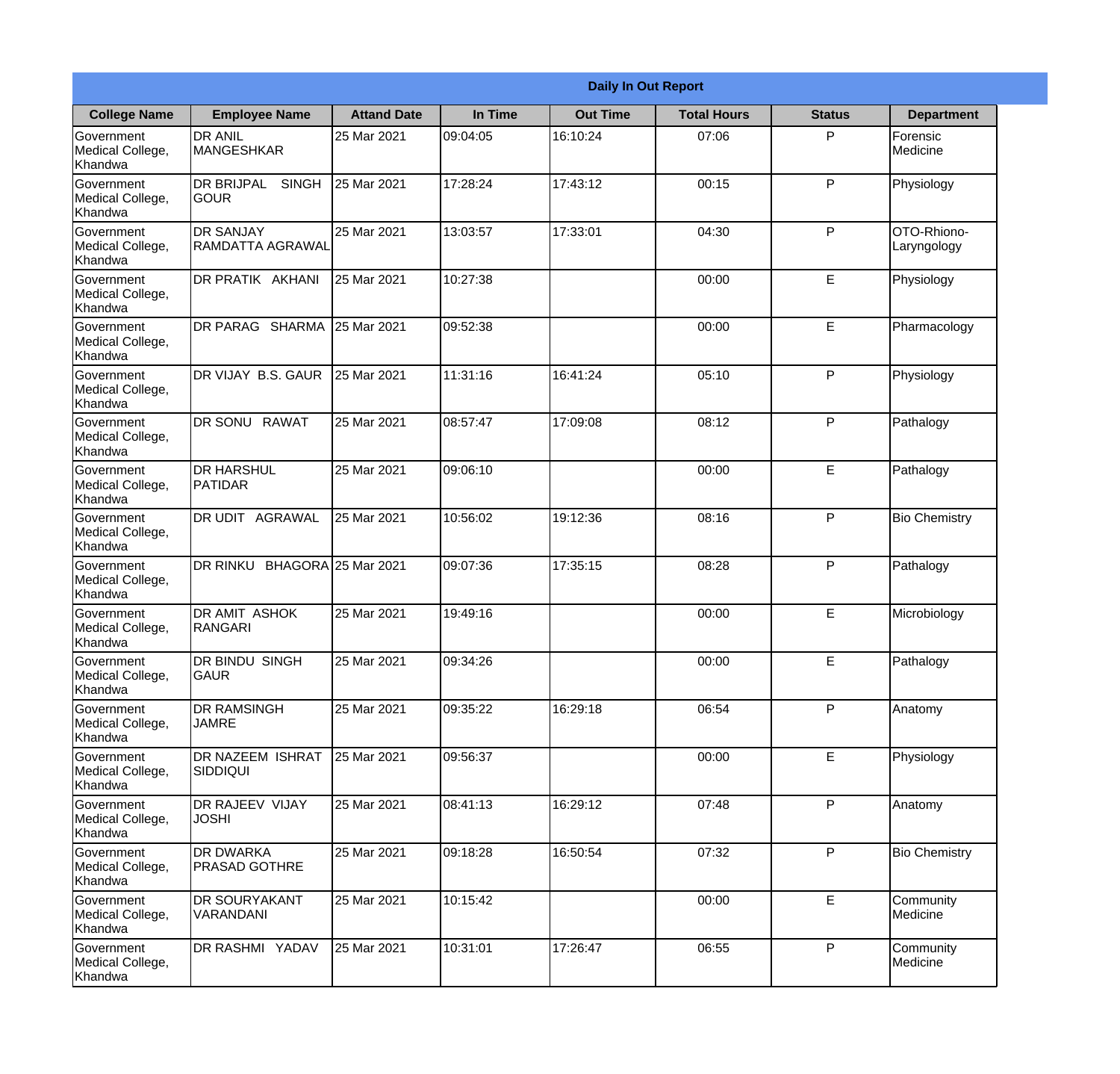| Daily In Out Report | | | | | | | |
|---|---|---|---|---|---|---|---|
| **College Name** | **Employee Name** | **Attand Date** | **In Time** | **Out Time** | **Total Hours** | **Status** | **Department** |
| Government Medical College, Khandwa | DR ANIL MANGESHKAR | 25 Mar 2021 | 09:04:05 | 16:10:24 | 07:06 | P | Forensic Medicine |
| Government Medical College, Khandwa | DR BRIJPAL SINGH GOUR | 25 Mar 2021 | 17:28:24 | 17:43:12 | 00:15 | P | Physiology |
| Government Medical College, Khandwa | DR SANJAY RAMDATTA AGRAWAL | 25 Mar 2021 | 13:03:57 | 17:33:01 | 04:30 | P | OTO-Rhiono-Laryngology |
| Government Medical College, Khandwa | DR PRATIK AKHANI | 25 Mar 2021 | 10:27:38 | | 00:00 | E | Physiology |
| Government Medical College, Khandwa | DR PARAG SHARMA | 25 Mar 2021 | 09:52:38 | | 00:00 | E | Pharmacology |
| Government Medical College, Khandwa | DR VIJAY B.S. GAUR | 25 Mar 2021 | 11:31:16 | 16:41:24 | 05:10 | P | Physiology |
| Government Medical College, Khandwa | DR SONU RAWAT | 25 Mar 2021 | 08:57:47 | 17:09:08 | 08:12 | P | Pathalogy |
| Government Medical College, Khandwa | DR HARSHUL PATIDAR | 25 Mar 2021 | 09:06:10 | | 00:00 | E | Pathalogy |
| Government Medical College, Khandwa | DR UDIT AGRAWAL | 25 Mar 2021 | 10:56:02 | 19:12:36 | 08:16 | P | Bio Chemistry |
| Government Medical College, Khandwa | DR RINKU BHAGORA | 25 Mar 2021 | 09:07:36 | 17:35:15 | 08:28 | P | Pathalogy |
| Government Medical College, Khandwa | DR AMIT ASHOK RANGARI | 25 Mar 2021 | 19:49:16 | | 00:00 | E | Microbiology |
| Government Medical College, Khandwa | DR BINDU SINGH GAUR | 25 Mar 2021 | 09:34:26 | | 00:00 | E | Pathalogy |
| Government Medical College, Khandwa | DR RAMSINGH JAMRE | 25 Mar 2021 | 09:35:22 | 16:29:18 | 06:54 | P | Anatomy |
| Government Medical College, Khandwa | DR NAZEEM ISHRAT SIDDIQUI | 25 Mar 2021 | 09:56:37 | | 00:00 | E | Physiology |
| Government Medical College, Khandwa | DR RAJEEV VIJAY JOSHI | 25 Mar 2021 | 08:41:13 | 16:29:12 | 07:48 | P | Anatomy |
| Government Medical College, Khandwa | DR DWARKA PRASAD GOTHRE | 25 Mar 2021 | 09:18:28 | 16:50:54 | 07:32 | P | Bio Chemistry |
| Government Medical College, Khandwa | DR SOURYAKANT VARANDANI | 25 Mar 2021 | 10:15:42 | | 00:00 | E | Community Medicine |
| Government Medical College, Khandwa | DR RASHMI YADAV | 25 Mar 2021 | 10:31:01 | 17:26:47 | 06:55 | P | Community Medicine |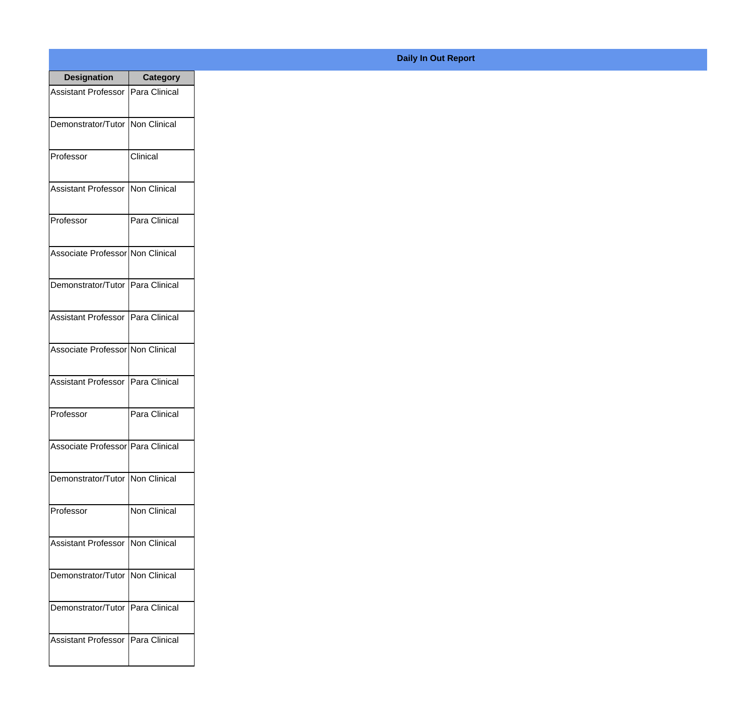## Daily In Out Report

| Designation | Category |
|---|---|
| Assistant Professor | Para Clinical |
| Demonstrator/Tutor | Non Clinical |
| Professor | Clinical |
| Assistant Professor | Non Clinical |
| Professor | Para Clinical |
| Associate Professor | Non Clinical |
| Demonstrator/Tutor | Para Clinical |
| Assistant Professor | Para Clinical |
| Associate Professor | Non Clinical |
| Assistant Professor | Para Clinical |
| Professor | Para Clinical |
| Associate Professor | Para Clinical |
| Demonstrator/Tutor | Non Clinical |
| Professor | Non Clinical |
| Assistant Professor | Non Clinical |
| Demonstrator/Tutor | Non Clinical |
| Demonstrator/Tutor | Para Clinical |
| Assistant Professor | Para Clinical |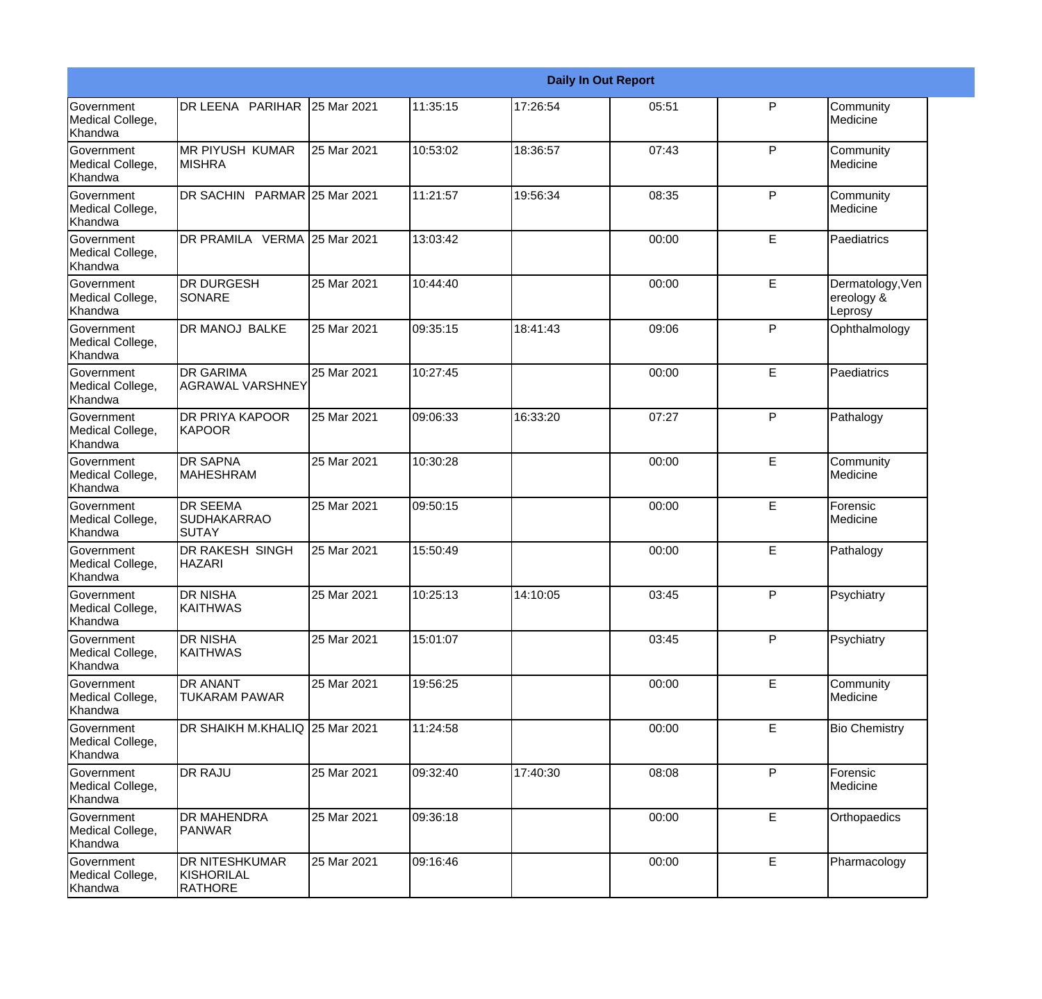| Daily In Out Report | | | | | | | |
|---|---|---|---|---|---|---|---|
| Government Medical College, Khandwa | DR LEENA PARIHAR | 25 Mar 2021 | 11:35:15 | 17:26:54 | 05:51 | P | Community Medicine |
| Government Medical College, Khandwa | MR PIYUSH KUMAR MISHRA | 25 Mar 2021 | 10:53:02 | 18:36:57 | 07:43 | P | Community Medicine |
| Government Medical College, Khandwa | DR SACHIN PARMAR | 25 Mar 2021 | 11:21:57 | 19:56:34 | 08:35 | P | Community Medicine |
| Government Medical College, Khandwa | DR PRAMILA VERMA | 25 Mar 2021 | 13:03:42 | | 00:00 | E | Paediatrics |
| Government Medical College, Khandwa | DR DURGESH SONARE | 25 Mar 2021 | 10:44:40 | | 00:00 | E | Dermatology,Venereology & Leprosy |
| Government Medical College, Khandwa | DR MANOJ BALKE | 25 Mar 2021 | 09:35:15 | 18:41:43 | 09:06 | P | Ophthalmology |
| Government Medical College, Khandwa | DR GARIMA AGRAWAL VARSHNEY | 25 Mar 2021 | 10:27:45 | | 00:00 | E | Paediatrics |
| Government Medical College, Khandwa | DR PRIYA KAPOOR KAPOOR | 25 Mar 2021 | 09:06:33 | 16:33:20 | 07:27 | P | Pathalogy |
| Government Medical College, Khandwa | DR SAPNA MAHESHRAM | 25 Mar 2021 | 10:30:28 | | 00:00 | E | Community Medicine |
| Government Medical College, Khandwa | DR SEEMA SUDHAKARRAO SUTAY | 25 Mar 2021 | 09:50:15 | | 00:00 | E | Forensic Medicine |
| Government Medical College, Khandwa | DR RAKESH SINGH HAZARI | 25 Mar 2021 | 15:50:49 | | 00:00 | E | Pathalogy |
| Government Medical College, Khandwa | DR NISHA KAITHWAS | 25 Mar 2021 | 10:25:13 | 14:10:05 | 03:45 | P | Psychiatry |
| Government Medical College, Khandwa | DR NISHA KAITHWAS | 25 Mar 2021 | 15:01:07 | | 03:45 | P | Psychiatry |
| Government Medical College, Khandwa | DR ANANT TUKARAM PAWAR | 25 Mar 2021 | 19:56:25 | | 00:00 | E | Community Medicine |
| Government Medical College, Khandwa | DR SHAIKH M.KHALIQ | 25 Mar 2021 | 11:24:58 | | 00:00 | E | Bio Chemistry |
| Government Medical College, Khandwa | DR RAJU | 25 Mar 2021 | 09:32:40 | 17:40:30 | 08:08 | P | Forensic Medicine |
| Government Medical College, Khandwa | DR MAHENDRA PANWAR | 25 Mar 2021 | 09:36:18 | | 00:00 | E | Orthopaedics |
| Government Medical College, Khandwa | DR NITESHKUMAR KISHORILAL RATHORE | 25 Mar 2021 | 09:16:46 | | 00:00 | E | Pharmacology |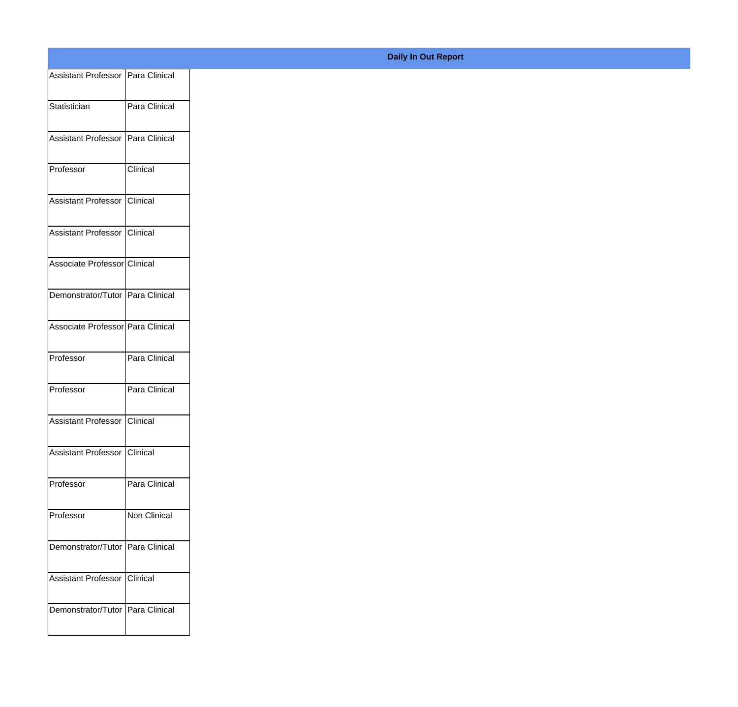**Daily In Out Report**

| | |
|---|---|
| Assistant Professor | Para Clinical |
| Statistician | Para Clinical |
| Assistant Professor | Para Clinical |
| Professor | Clinical |
| Assistant Professor | Clinical |
| Assistant Professor | Clinical |
| Associate Professor | Clinical |
| Demonstrator/Tutor | Para Clinical |
| Associate Professor | Para Clinical |
| Professor | Para Clinical |
| Professor | Para Clinical |
| Assistant Professor | Clinical |
| Assistant Professor | Clinical |
| Professor | Para Clinical |
| Professor | Non Clinical |
| Demonstrator/Tutor | Para Clinical |
| Assistant Professor | Clinical |
| Demonstrator/Tutor | Para Clinical |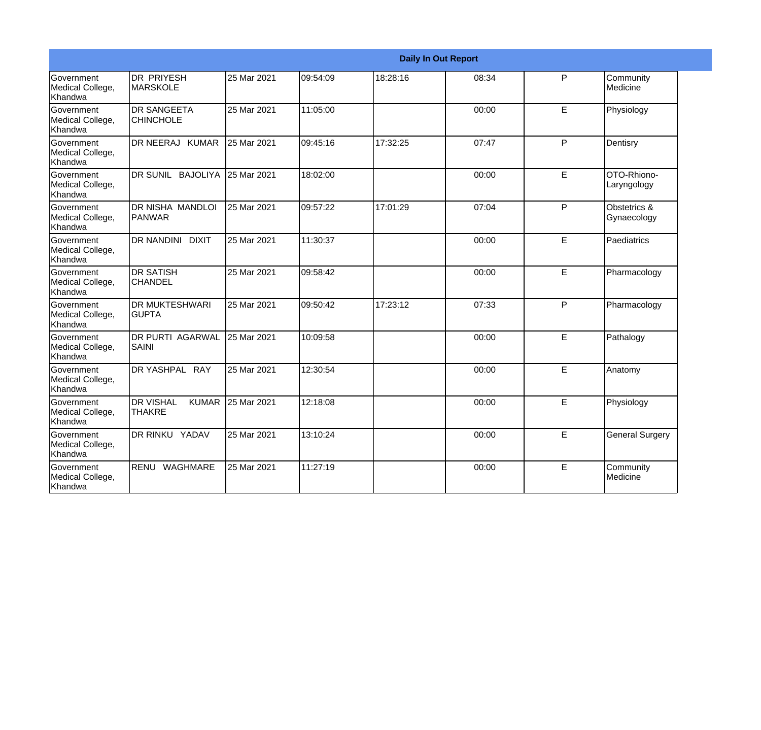| Daily In Out Report | | | | | | | |
|---|---|---|---|---|---|---|---|
| Government Medical College, Khandwa | DR PRIYESH MARSKOLE | 25 Mar 2021 | 09:54:09 | 18:28:16 | 08:34 | P | Community Medicine |
| Government Medical College, Khandwa | DR SANGEETA CHINCHOLE | 25 Mar 2021 | 11:05:00 | | 00:00 | E | Physiology |
| Government Medical College, Khandwa | DR NEERAJ KUMAR | 25 Mar 2021 | 09:45:16 | 17:32:25 | 07:47 | P | Dentisry |
| Government Medical College, Khandwa | DR SUNIL BAJOLIYA | 25 Mar 2021 | 18:02:00 | | 00:00 | E | OTO-Rhiono-Laryngology |
| Government Medical College, Khandwa | DR NISHA MANDLOI PANWAR | 25 Mar 2021 | 09:57:22 | 17:01:29 | 07:04 | P | Obstetrics & Gynaecology |
| Government Medical College, Khandwa | DR NANDINI DIXIT | 25 Mar 2021 | 11:30:37 | | 00:00 | E | Paediatrics |
| Government Medical College, Khandwa | DR SATISH CHANDEL | 25 Mar 2021 | 09:58:42 | | 00:00 | E | Pharmacology |
| Government Medical College, Khandwa | DR MUKTESHWARI GUPTA | 25 Mar 2021 | 09:50:42 | 17:23:12 | 07:33 | P | Pharmacology |
| Government Medical College, Khandwa | DR PURTI AGARWAL SAINI | 25 Mar 2021 | 10:09:58 | | 00:00 | E | Pathalogy |
| Government Medical College, Khandwa | DR YASHPAL RAY | 25 Mar 2021 | 12:30:54 | | 00:00 | E | Anatomy |
| Government Medical College, Khandwa | DR VISHAL KUMAR THAKRE | 25 Mar 2021 | 12:18:08 | | 00:00 | E | Physiology |
| Government Medical College, Khandwa | DR RINKU YADAV | 25 Mar 2021 | 13:10:24 | | 00:00 | E | General Surgery |
| Government Medical College, Khandwa | RENU WAGHMARE | 25 Mar 2021 | 11:27:19 | | 00:00 | E | Community Medicine |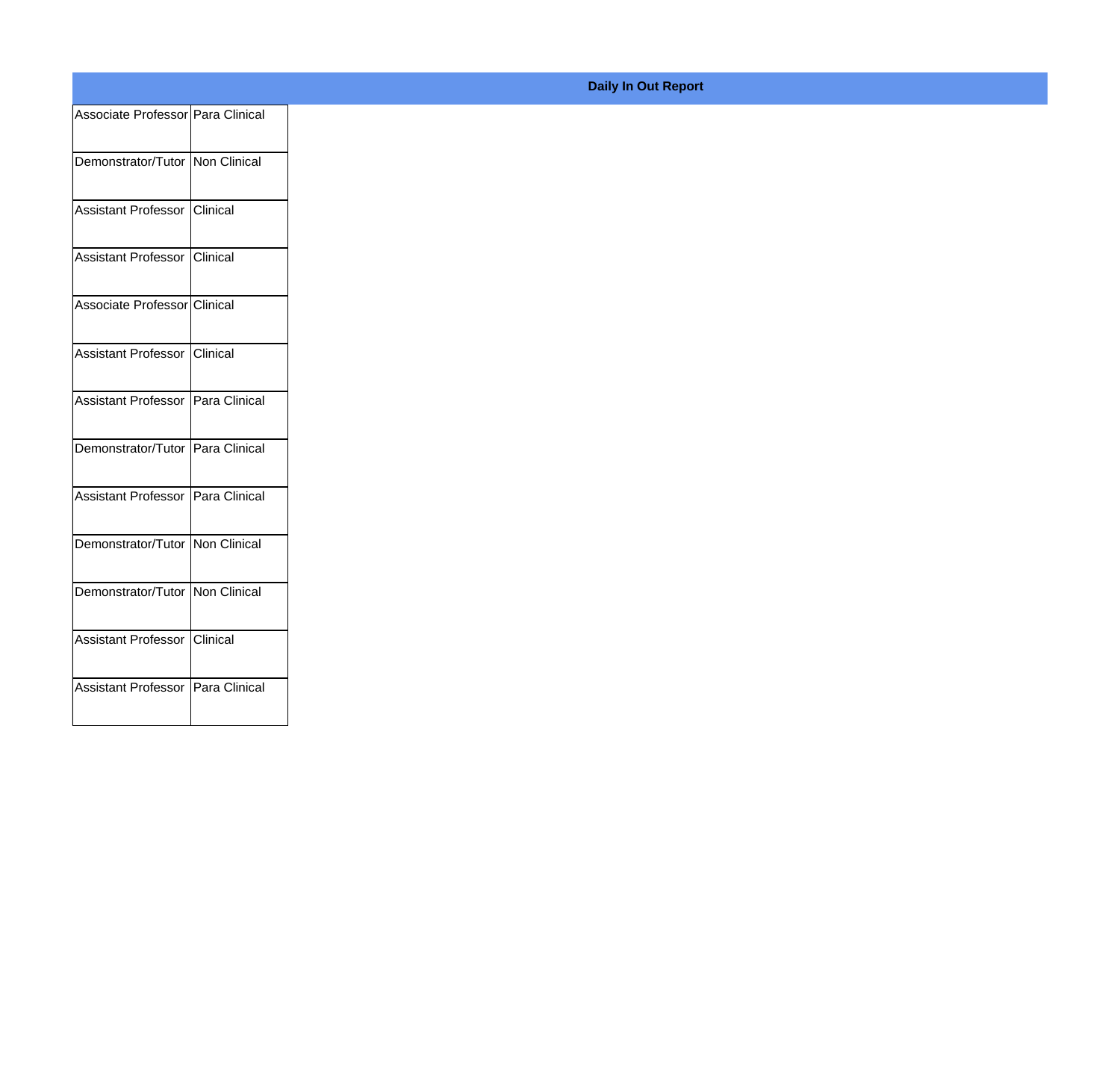**Daily In Out Report**

| | |
|---|---|
| Associate Professor | Para Clinical |
| Demonstrator/Tutor | Non Clinical |
| Assistant Professor | Clinical |
| Assistant Professor | Clinical |
| Associate Professor | Clinical |
| Assistant Professor | Clinical |
| Assistant Professor | Para Clinical |
| Demonstrator/Tutor | Para Clinical |
| Assistant Professor | Para Clinical |
| Demonstrator/Tutor | Non Clinical |
| Demonstrator/Tutor | Non Clinical |
| Assistant Professor | Clinical |
| Assistant Professor | Para Clinical |